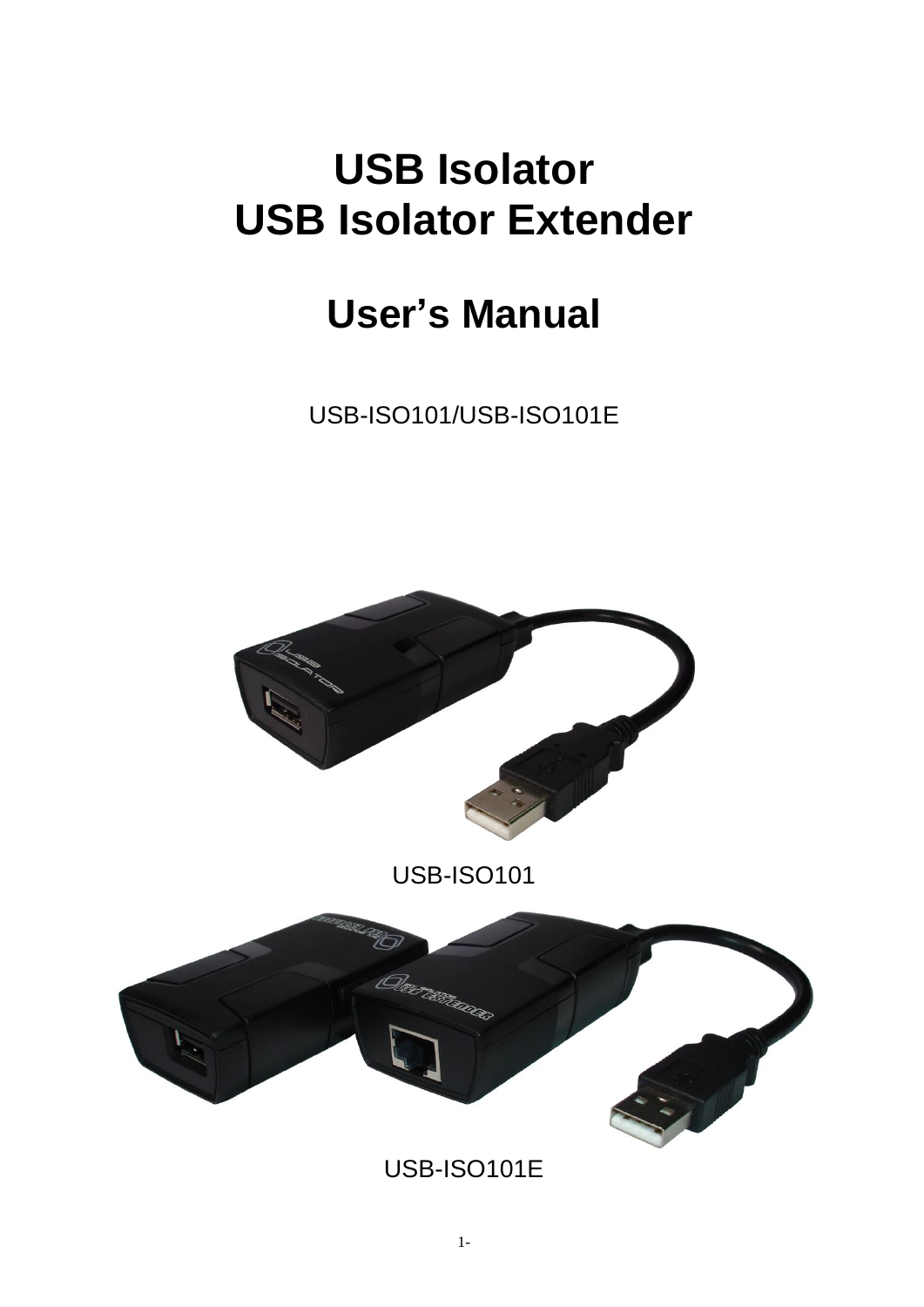# USB Isolator
# USB Isolator Extender

## User's Manual

USB-ISO101/USB-ISO101E

USB-ISO101

USB-ISO101E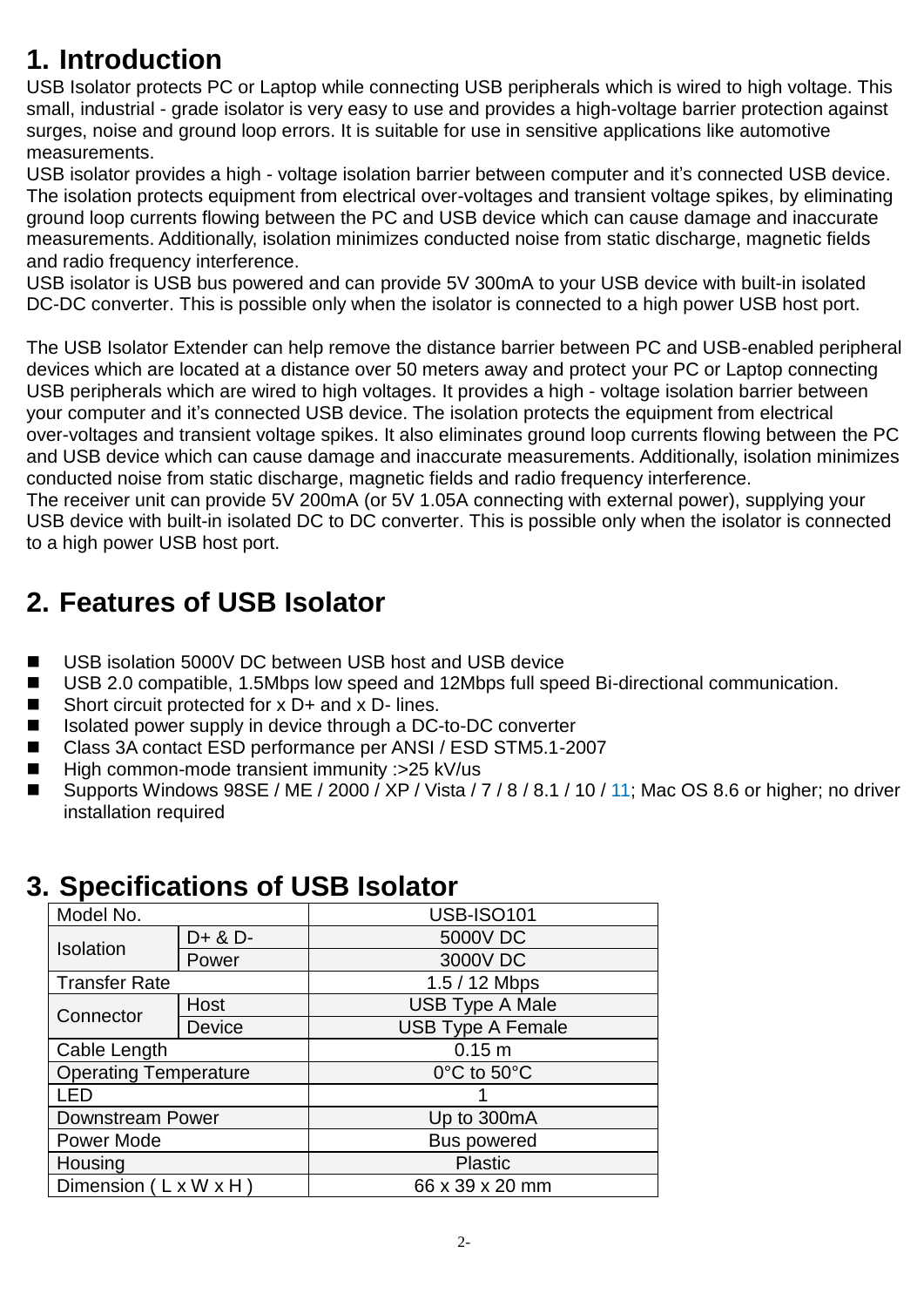# 1. Introduction

USB Isolator protects PC or Laptop while connecting USB peripherals which is wired to high voltage. This small, industrial - grade isolator is very easy to use and provides a high-voltage barrier protection against surges, noise and ground loop errors. It is suitable for use in sensitive applications like automotive measurements.
USB isolator provides a high - voltage isolation barrier between computer and it's connected USB device. The isolation protects equipment from electrical over-voltages and transient voltage spikes, by eliminating ground loop currents flowing between the PC and USB device which can cause damage and inaccurate measurements. Additionally, isolation minimizes conducted noise from static discharge, magnetic fields and radio frequency interference.
USB isolator is USB bus powered and can provide 5V 300mA to your USB device with built-in isolated DC-DC converter. This is possible only when the isolator is connected to a high power USB host port.

The USB Isolator Extender can help remove the distance barrier between PC and USB-enabled peripheral devices which are located at a distance over 50 meters away and protect your PC or Laptop connecting USB peripherals which are wired to high voltages. It provides a high - voltage isolation barrier between your computer and it's connected USB device. The isolation protects the equipment from electrical over-voltages and transient voltage spikes. It also eliminates ground loop currents flowing between the PC and USB device which can cause damage and inaccurate measurements. Additionally, isolation minimizes conducted noise from static discharge, magnetic fields and radio frequency interference.
The receiver unit can provide 5V 200mA (or 5V 1.05A connecting with external power), supplying your USB device with built-in isolated DC to DC converter. This is possible only when the isolator is connected to a high power USB host port.

# 2. Features of USB Isolator

- USB isolation 5000V DC between USB host and USB device
- USB 2.0 compatible, 1.5Mbps low speed and 12Mbps full speed Bi-directional communication.
- Short circuit protected for x D+ and x D- lines.
- Isolated power supply in device through a DC-to-DC converter
- Class 3A contact ESD performance per ANSI / ESD STM5.1-2007
- High common-mode transient immunity :>25 kV/us
- Supports Windows 98SE / ME / 2000 / XP / Vista / 7 / 8 / 8.1 / 10 / 11; Mac OS 8.6 or higher; no driver installation required

# 3. Specifications of USB Isolator

| Model No. | | USB-ISO101 |
|---|---|---|
| Isolation | D+ & D- | 5000V DC |
| | Power | 3000V DC |
| Transfer Rate | | 1.5 / 12 Mbps |
| Connector | Host | USB Type A Male |
| | Device | USB Type A Female |
| Cable Length | | 0.15 m |
| Operating Temperature | | 0°C to 50°C |
| LED | | 1 |
| Downstream Power | | Up to 300mA |
| Power Mode | | Bus powered |
| Housing | | Plastic |
| Dimension ( L x W x H ) | | 66 x 39 x 20 mm |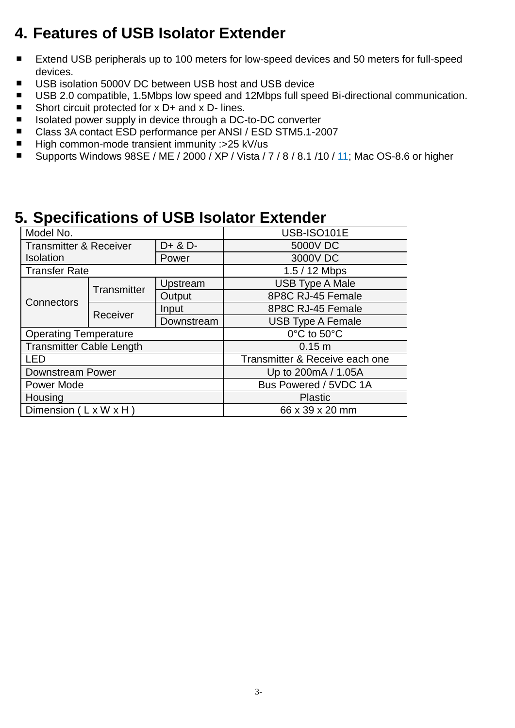# 4. Features of USB Isolator Extender

- Extend USB peripherals up to 100 meters for low-speed devices and 50 meters for full-speed devices.
- USB isolation 5000V DC between USB host and USB device
- USB 2.0 compatible, 1.5Mbps low speed and 12Mbps full speed Bi-directional communication.
- Short circuit protected for x D+ and x D- lines.
- Isolated power supply in device through a DC-to-DC converter
- Class 3A contact ESD performance per ANSI / ESD STM5.1-2007
- High common-mode transient immunity :>25 kV/us
- Supports Windows 98SE / ME / 2000 / XP / Vista / 7 / 8 / 8.1 /10 / 11; Mac OS-8.6 or higher

# 5. Specifications of USB Isolator Extender

| Model No. | | | USB-ISO101E |
|---|---|---|---|
| Transmitter & Receiver Isolation | | D+ & D- | 5000V DC |
| | | Power | 3000V DC |
| Transfer Rate | | | 1.5 / 12 Mbps |
| Connectors | Transmitter | Upstream | USB Type A Male |
| | | Output | 8P8C RJ-45 Female |
| | Receiver | Input | 8P8C RJ-45 Female |
| | | Downstream | USB Type A Female |
| Operating Temperature | | | 0°C to 50°C |
| Transmitter Cable Length | | | 0.15 m |
| LED | | | Transmitter & Receive each one |
| Downstream Power | | | Up to 200mA / 1.05A |
| Power Mode | | | Bus Powered / 5VDC 1A |
| Housing | | | Plastic |
| Dimension ( L x W x H ) | | | 66 x 39 x 20 mm |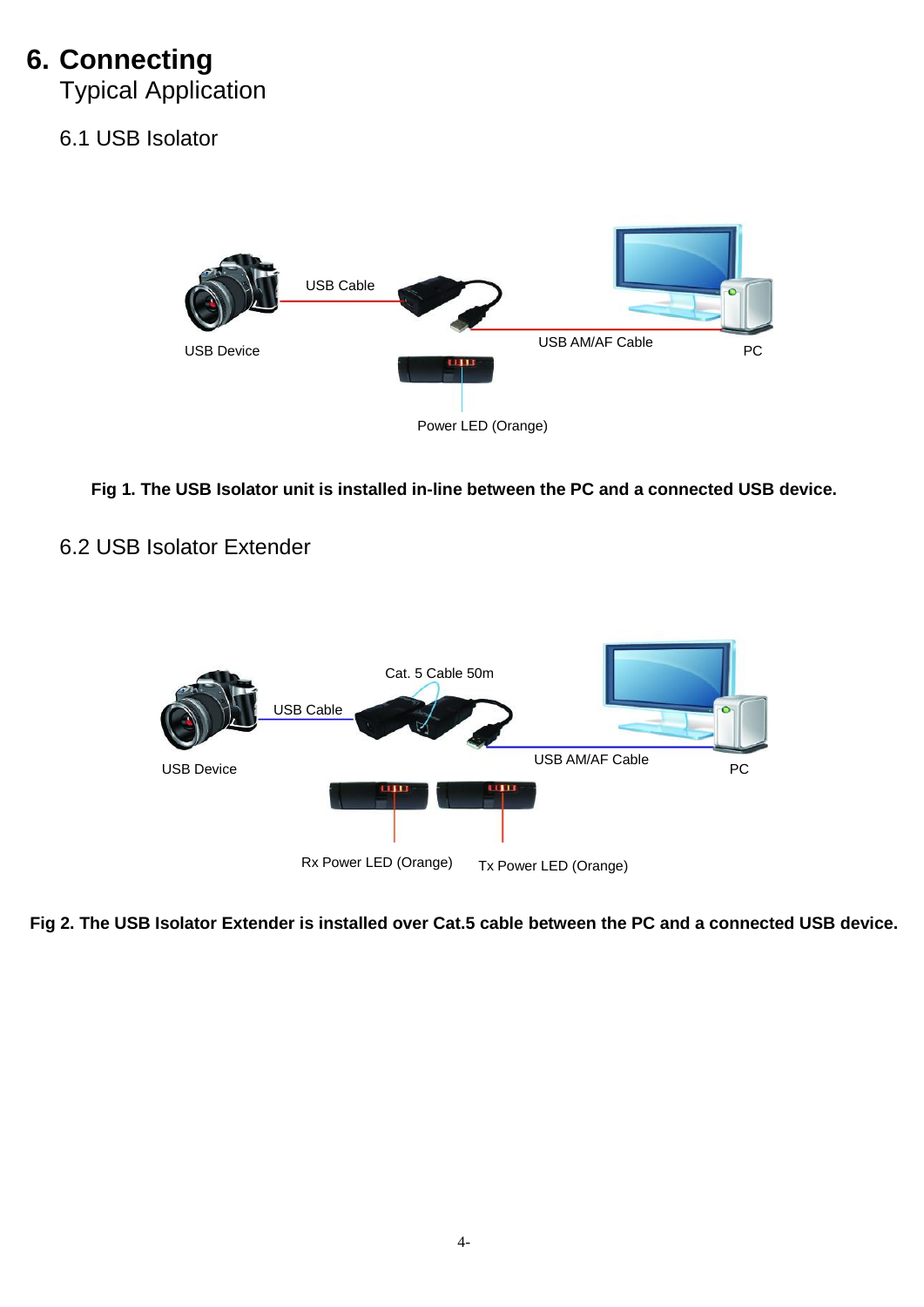# 6. Connecting

Typical Application

## 6.1 USB Isolator

USB Cable

USB Device

USB AM/AF Cable

PC

Power LED (Orange)

**Fig 1. The USB Isolator unit is installed in-line between the PC and a connected USB device.**

## 6.2 USB Isolator Extender

Cat. 5 Cable 50m

USB Cable

USB Device

USB AM/AF Cable

PC

Rx Power LED (Orange)

Tx Power LED (Orange)

**Fig 2. The USB Isolator Extender is installed over Cat.5 cable between the PC and a connected USB device.**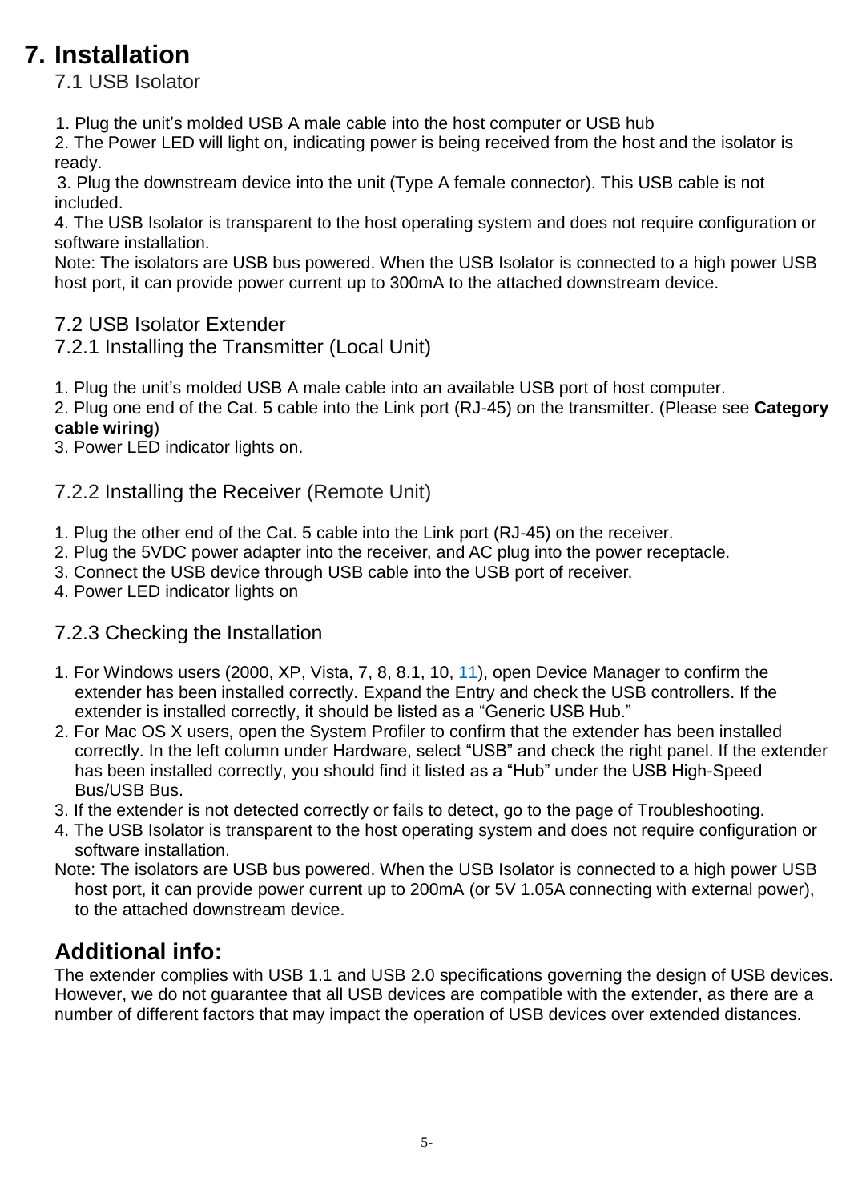# 7. Installation

## 7.1 USB Isolator

1. Plug the unit's molded USB A male cable into the host computer or USB hub
2. The Power LED will light on, indicating power is being received from the host and the isolator is ready.
3. Plug the downstream device into the unit (Type A female connector). This USB cable is not included.
4. The USB Isolator is transparent to the host operating system and does not require configuration or software installation.

Note: The isolators are USB bus powered. When the USB Isolator is connected to a high power USB host port, it can provide power current up to 300mA to the attached downstream device.

## 7.2 USB Isolator Extender

### 7.2.1 Installing the Transmitter (Local Unit)

1. Plug the unit's molded USB A male cable into an available USB port of host computer.
2. Plug one end of the Cat. 5 cable into the Link port (RJ-45) on the transmitter. (Please see **Category cable wiring**)
3. Power LED indicator lights on.

### 7.2.2 Installing the Receiver (Remote Unit)

1. Plug the other end of the Cat. 5 cable into the Link port (RJ-45) on the receiver.
2. Plug the 5VDC power adapter into the receiver, and AC plug into the power receptacle.
3. Connect the USB device through USB cable into the USB port of receiver.
4. Power LED indicator lights on

### 7.2.3 Checking the Installation

1. For Windows users (2000, XP, Vista, 7, 8, 8.1, 10, 11), open Device Manager to confirm the extender has been installed correctly. Expand the Entry and check the USB controllers. If the extender is installed correctly, it should be listed as a "Generic USB Hub."
2. For Mac OS X users, open the System Profiler to confirm that the extender has been installed correctly. In the left column under Hardware, select "USB" and check the right panel. If the extender has been installed correctly, you should find it listed as a "Hub" under the USB High-Speed Bus/USB Bus.
3. If the extender is not detected correctly or fails to detect, go to the page of Troubleshooting.
4. The USB Isolator is transparent to the host operating system and does not require configuration or software installation.

Note: The isolators are USB bus powered. When the USB Isolator is connected to a high power USB host port, it can provide power current up to 200mA (or 5V 1.05A connecting with external power), to the attached downstream device.

## Additional info:

The extender complies with USB 1.1 and USB 2.0 specifications governing the design of USB devices. However, we do not guarantee that all USB devices are compatible with the extender, as there are a number of different factors that may impact the operation of USB devices over extended distances.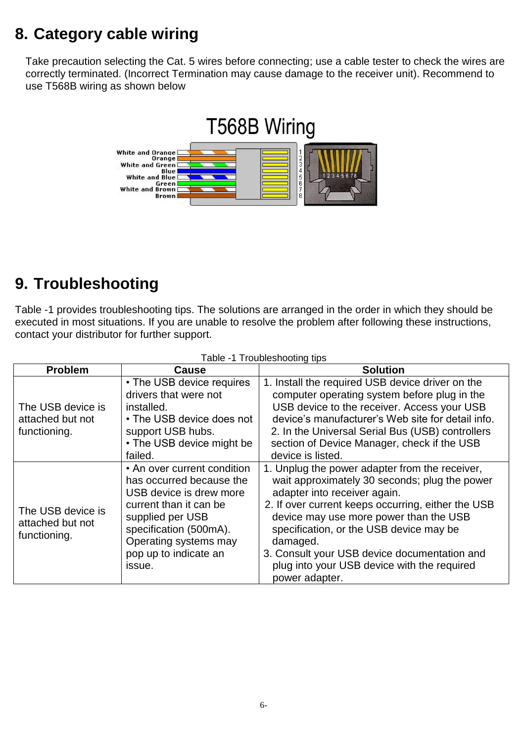## 8. Category cable wiring

Take precaution selecting the Cat. 5 wires before connecting; use a cable tester to check the wires are correctly terminated. (Incorrect Termination may cause damage to the receiver unit). Recommend to use T568B wiring as shown below

T568B Wiring

White and Orange
Orange
White and Green
Blue
White and Blue
Green
White and Brown
Brown

1 2 3 4 5 6 7 8

## 9. Troubleshooting

Table -1 provides troubleshooting tips. The solutions are arranged in the order in which they should be executed in most situations. If you are unable to resolve the problem after following these instructions, contact your distributor for further support.

Table -1 Troubleshooting tips

| Problem | Cause | Solution |
|---|---|---|
| The USB device is attached but not functioning. | • The USB device requires drivers that were not installed.<br>• The USB device does not support USB hubs.<br>• The USB device might be failed. | 1. Install the required USB device driver on the computer operating system before plug in the USB device to the receiver. Access your USB device's manufacturer's Web site for detail info.<br>2. In the Universal Serial Bus (USB) controllers section of Device Manager, check if the USB device is listed. |
| The USB device is attached but not functioning. | • An over current condition has occurred because the USB device is drew more current than it can be supplied per USB specification (500mA). Operating systems may pop up to indicate an issue. | 1. Unplug the power adapter from the receiver, wait approximately 30 seconds; plug the power adapter into receiver again.<br>2. If over current keeps occurring, either the USB device may use more power than the USB specification, or the USB device may be damaged.<br>3. Consult your USB device documentation and plug into your USB device with the required power adapter. |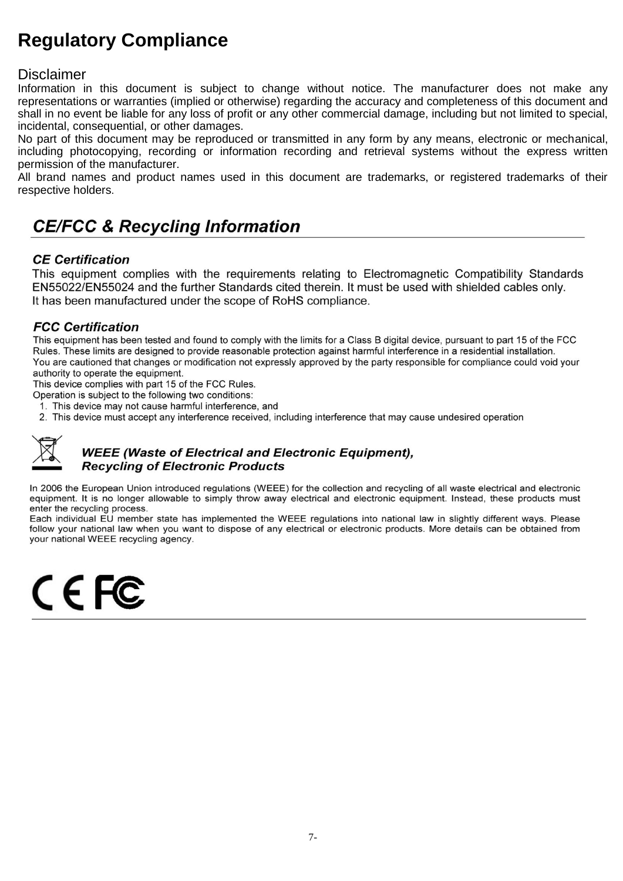# Regulatory Compliance

## Disclaimer

Information in this document is subject to change without notice. The manufacturer does not make any representations or warranties (implied or otherwise) regarding the accuracy and completeness of this document and shall in no event be liable for any loss of profit or any other commercial damage, including but not limited to special, incidental, consequential, or other damages.

No part of this document may be reproduced or transmitted in any form by any means, electronic or mechanical, including photocopying, recording or information recording and retrieval systems without the express written permission of the manufacturer.

All brand names and product names used in this document are trademarks, or registered trademarks of their respective holders.

## *CE/FCC & Recycling Information*

### *CE Certification*

This equipment complies with the requirements relating to Electromagnetic Compatibility Standards EN55022/EN55024 and the further Standards cited therein. It must be used with shielded cables only.

It has been manufactured under the scope of RoHS compliance.

### *FCC Certification*

This equipment has been tested and found to comply with the limits for a Class B digital device, pursuant to part 15 of the FCC Rules. These limits are designed to provide reasonable protection against harmful interference in a residential installation.

You are cautioned that changes or modification not expressly approved by the party responsible for compliance could void your authority to operate the equipment.

This device complies with part 15 of the FCC Rules.

Operation is subject to the following two conditions:

1. This device may not cause harmful interference, and
2. This device must accept any interference received, including interference that may cause undesired operation

### *WEEE (Waste of Electrical and Electronic Equipment), Recycling of Electronic Products*

In 2006 the European Union introduced regulations (WEEE) for the collection and recycling of all waste electrical and electronic equipment. It is no longer allowable to simply throw away electrical and electronic equipment. Instead, these products must enter the recycling process.

Each individual EU member state has implemented the WEEE regulations into national law in slightly different ways. Please follow your national law when you want to dispose of any electrical or electronic products. More details can be obtained from your national WEEE recycling agency.